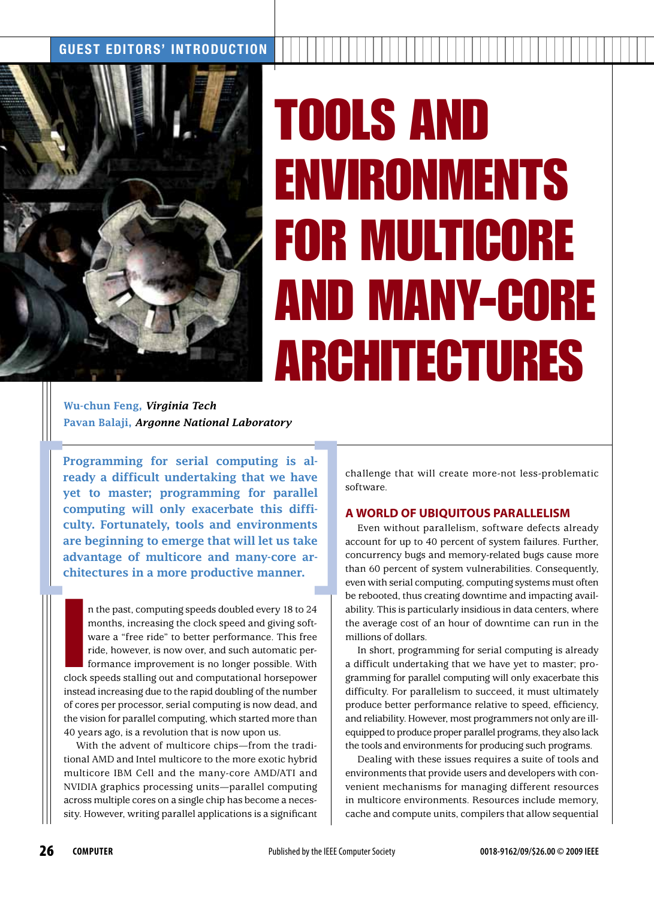# TOOLS AND ENVIRONMENTS FOR MULTICORE AND MANY-CORE ARCHITECTURES

**Wu-chun Feng,** ***Virginia Tech***
**Pavan Balaji,** ***Argonne National Laboratory***

**Programming for serial computing is already a difficult undertaking that we have yet to master; programming for parallel computing will only exacerbate this difficulty. Fortunately, tools and environments are beginning to emerge that will let us take advantage of multicore and many-core architectures in a more productive manner.**

In the past, computing speeds doubled every 18 to 24 months, increasing the clock speed and giving software a "free ride" to better performance. This free ride, however, is now over, and such automatic performance improvement is no longer possible. With clock speeds stalling out and computational horsepower instead increasing due to the rapid doubling of the number of cores per processor, serial computing is now dead, and the vision for parallel computing, which started more than 40 years ago, is a revolution that is now upon us.

With the advent of multicore chips—from the traditional AMD and Intel multicore to the more exotic hybrid multicore IBM Cell and the many-core AMD/ATI and NVIDIA graphics processing units—parallel computing across multiple cores on a single chip has become a necessity. However, writing parallel applications is a significant challenge that will create more-not less-problematic software.

## A WORLD OF UBIQUITOUS PARALLELISM

Even without parallelism, software defects already account for up to 40 percent of system failures. Further, concurrency bugs and memory-related bugs cause more than 60 percent of system vulnerabilities. Consequently, even with serial computing, computing systems must often be rebooted, thus creating downtime and impacting availability. This is particularly insidious in data centers, where the average cost of an hour of downtime can run in the millions of dollars.

In short, programming for serial computing is already a difficult undertaking that we have yet to master; programming for parallel computing will only exacerbate this difficulty. For parallelism to succeed, it must ultimately produce better performance relative to speed, efficiency, and reliability. However, most programmers not only are ill-equipped to produce proper parallel programs, they also lack the tools and environments for producing such programs.

Dealing with these issues requires a suite of tools and environments that provide users and developers with convenient mechanisms for managing different resources in multicore environments. Resources include memory, cache and compute units, compilers that allow sequential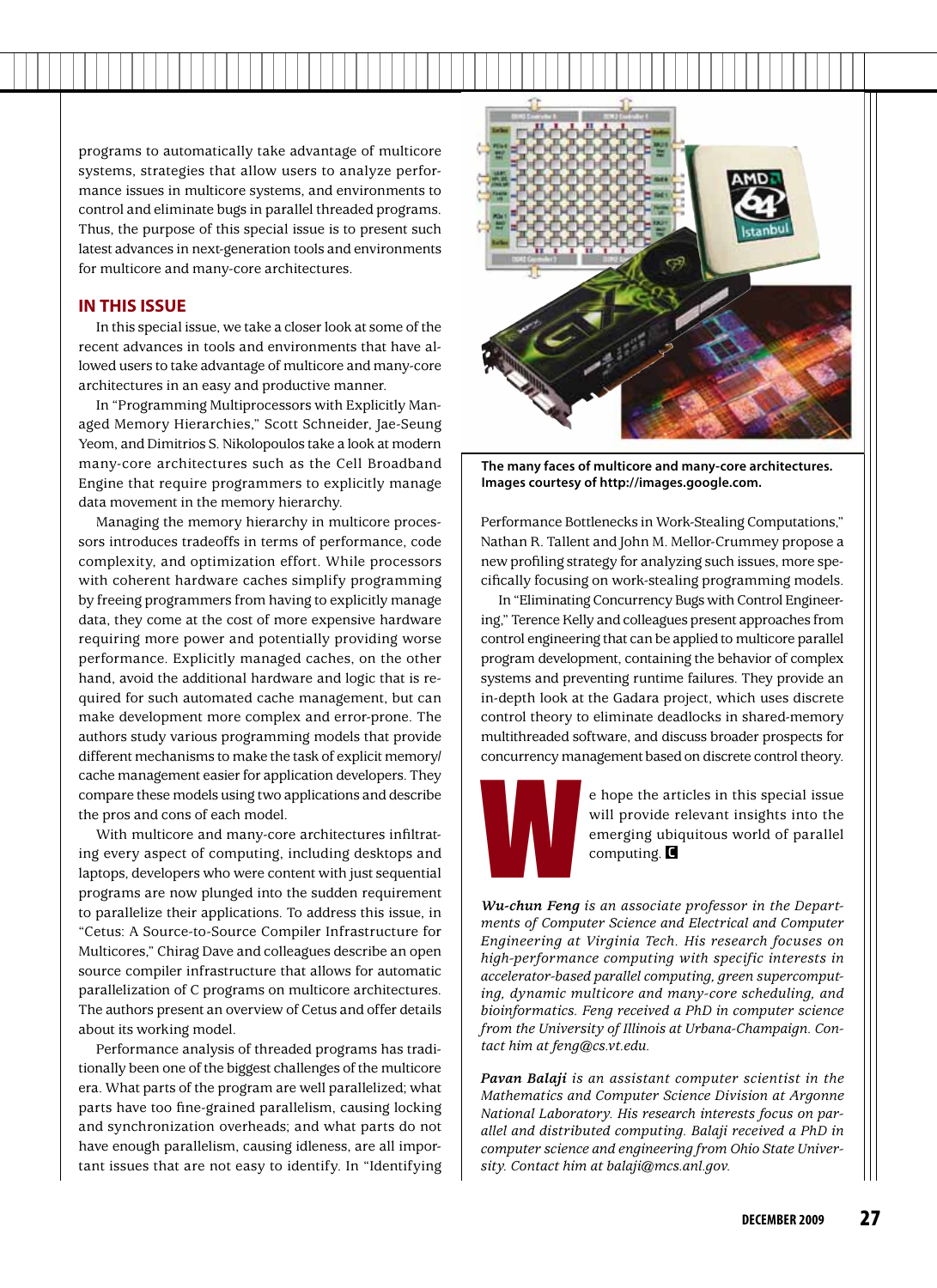programs to automatically take advantage of multicore systems, strategies that allow users to analyze performance issues in multicore systems, and environments to control and eliminate bugs in parallel threaded programs. Thus, the purpose of this special issue is to present such latest advances in next-generation tools and environments for multicore and many-core architectures.

## IN THIS ISSUE

In this special issue, we take a closer look at some of the recent advances in tools and environments that have allowed users to take advantage of multicore and many-core architectures in an easy and productive manner.

In "Programming Multiprocessors with Explicitly Managed Memory Hierarchies," Scott Schneider, Jae-Seung Yeom, and Dimitrios S. Nikolopoulos take a look at modern many-core architectures such as the Cell Broadband Engine that require programmers to explicitly manage data movement in the memory hierarchy.

Managing the memory hierarchy in multicore processors introduces tradeoffs in terms of performance, code complexity, and optimization effort. While processors with coherent hardware caches simplify programming by freeing programmers from having to explicitly manage data, they come at the cost of more expensive hardware requiring more power and potentially providing worse performance. Explicitly managed caches, on the other hand, avoid the additional hardware and logic that is required for such automated cache management, but can make development more complex and error-prone. The authors study various programming models that provide different mechanisms to make the task of explicit memory/cache management easier for application developers. They compare these models using two applications and describe the pros and cons of each model.

With multicore and many-core architectures infiltrating every aspect of computing, including desktops and laptops, developers who were content with just sequential programs are now plunged into the sudden requirement to parallelize their applications. To address this issue, in "Cetus: A Source-to-Source Compiler Infrastructure for Multicores," Chirag Dave and colleagues describe an open source compiler infrastructure that allows for automatic parallelization of C programs on multicore architectures. The authors present an overview of Cetus and offer details about its working model.

Performance analysis of threaded programs has traditionally been one of the biggest challenges of the multicore era. What parts of the program are well parallelized; what parts have too fine-grained parallelism, causing locking and synchronization overheads; and what parts do not have enough parallelism, causing idleness, are all important issues that are not easy to identify. In "Identifying Performance Bottlenecks in Work-Stealing Computations," Nathan R. Tallent and John M. Mellor-Crummey propose a new profiling strategy for analyzing such issues, more specifically focusing on work-stealing programming models.

**The many faces of multicore and many-core architectures. Images courtesy of http://images.google.com.**

In "Eliminating Concurrency Bugs with Control Engineering," Terence Kelly and colleagues present approaches from control engineering that can be applied to multicore parallel program development, containing the behavior of complex systems and preventing runtime failures. They provide an in-depth look at the Gadara project, which uses discrete control theory to eliminate deadlocks in shared-memory multithreaded software, and discuss broader prospects for concurrency management based on discrete control theory.

We hope the articles in this special issue will provide relevant insights into the emerging ubiquitous world of parallel computing.

***Wu-chun Feng*** *is an associate professor in the Departments of Computer Science and Electrical and Computer Engineering at Virginia Tech. His research focuses on high-performance computing with specific interests in accelerator-based parallel computing, green supercomputing, dynamic multicore and many-core scheduling, and bioinformatics. Feng received a PhD in computer science from the University of Illinois at Urbana-Champaign. Contact him at feng@cs.vt.edu.*

***Pavan Balaji*** *is an assistant computer scientist in the Mathematics and Computer Science Division at Argonne National Laboratory. His research interests focus on parallel and distributed computing. Balaji received a PhD in computer science and engineering from Ohio State University. Contact him at balaji@mcs.anl.gov.*